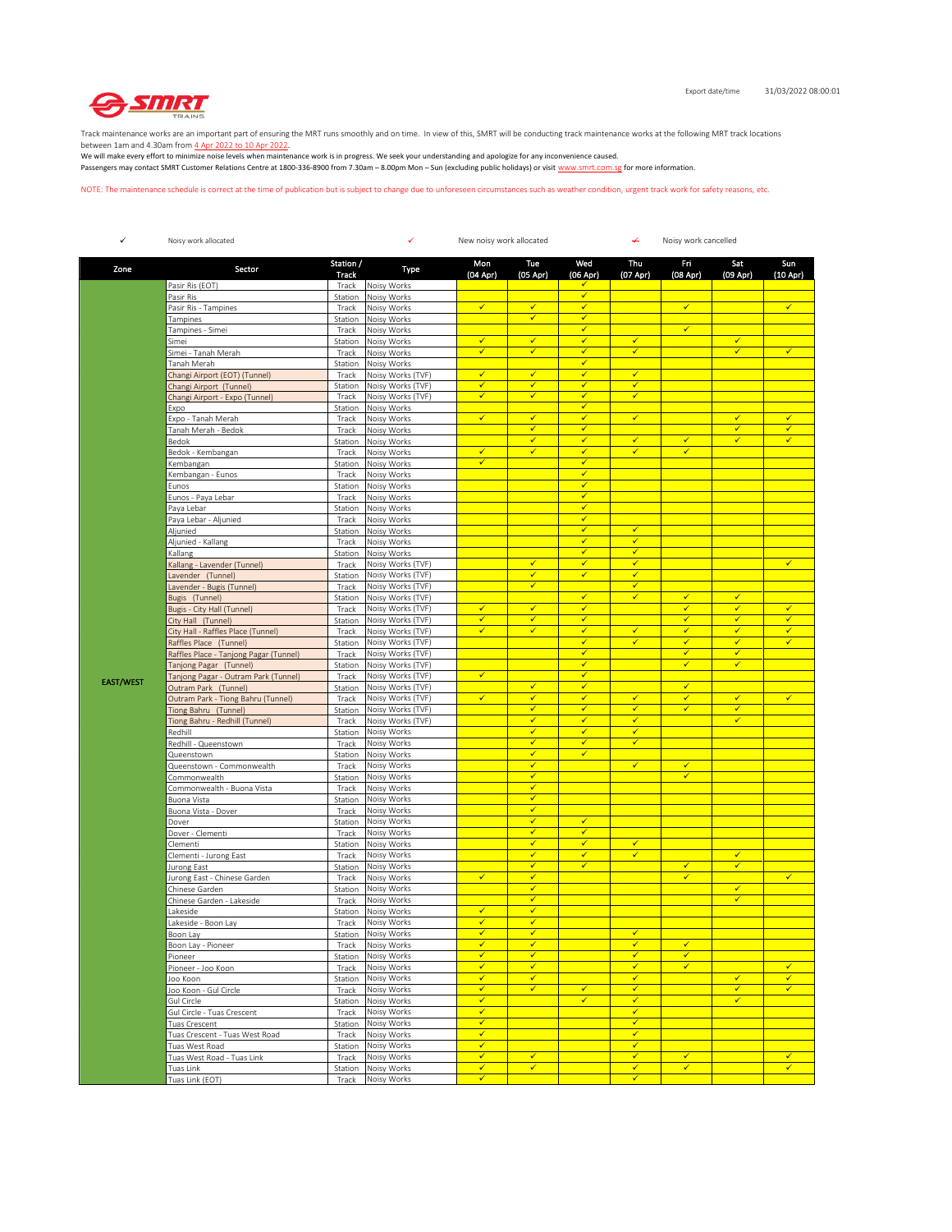Export date/time 31/03/2022 08:00:01

Track maintenance works are an important part of ensuring the MRT runs smoothly and on time. In view of this, SMRT will be conducting track maintenance works at the following MRT track locations between 1am and 4.30am from 4 Apr 2022 to 10 Apr 2022.
We will make every effort to minimize noise levels when maintenance work is in progress. We seek your understanding and apologize for any inconvenience caused.
Passengers may contact SMRT Customer Relations Centre at 1800-336-8900 from 7.30am – 8.00pm Mon – Sun (excluding public holidays) or visit www.smrt.com.sg for more information.

NOTE: The maintenance schedule is correct at the time of publication but is subject to change due to unforeseen circumstances such as weather condition, urgent track work for safety reasons, etc.

| Symbol | Meaning |
|---|---|
| ✓ | Noisy work allocated |
| ✓ (red) | New noisy work allocated |
| ~~✓~~ | Noisy work cancelled |

| Zone | Sector | Station / Track | Type | Mon (04 Apr) | Tue (05 Apr) | Wed (06 Apr) | Thu (07 Apr) | Fri (08 Apr) | Sat (09 Apr) | Sun (10 Apr) |
|---|---|---|---|---|---|---|---|---|---|---|
| EAST/WEST | Pasir Ris (EOT) | Track | Noisy Works | | | ✓ | | | | |
| | Pasir Ris | Station | Noisy Works | | | ✓ | | | | |
| | Pasir Ris - Tampines | Track | Noisy Works | ✓ | ✓ | ✓ | | ✓ | | ✓ |
| | Tampines | Station | Noisy Works | | ✓ | ✓ | | | | |
| | Tampines - Simei | Track | Noisy Works | | | ✓ | | ✓ | | |
| | Simei | Station | Noisy Works | ✓ | ✓ | ✓ | ✓ | | ✓ | |
| | Simei - Tanah Merah | Track | Noisy Works | ✓ | ✓ | ✓ | ✓ | | ✓ | ✓ |
| | Tanah Merah | Station | Noisy Works | | | ✓ | | | | |
| | Changi Airport (EOT) (Tunnel) | Track | Noisy Works (TVF) | ✓ | ✓ | ✓ | ✓ | | | |
| | Changi Airport (Tunnel) | Station | Noisy Works (TVF) | ✓ | ✓ | ✓ | ✓ | | | |
| | Changi Airport - Expo (Tunnel) | Track | Noisy Works (TVF) | ✓ | ✓ | ✓ | ✓ | | | |
| | Expo | Station | Noisy Works | | | ✓ | | | | |
| | Expo - Tanah Merah | Track | Noisy Works | ✓ | ✓ | ✓ | ✓ | | ✓ | ✓ |
| | Tanah Merah - Bedok | Track | Noisy Works | | ✓ | ✓ | | | ✓ | ✓ |
| | Bedok | Station | Noisy Works | | ✓ | ✓ | ✓ | ✓ | ✓ | ✓ |
| | Bedok - Kembangan | Track | Noisy Works | ✓ | ✓ | ✓ | ✓ | ✓ | | |
| | Kembangan | Station | Noisy Works | ✓ | | ✓ | | | | |
| | Kembangan - Eunos | Track | Noisy Works | | | ✓ | | | | |
| | Eunos | Station | Noisy Works | | | ✓ | | | | |
| | Eunos - Paya Lebar | Track | Noisy Works | | | ✓ | | | | |
| | Paya Lebar | Station | Noisy Works | | | ✓ | | | | |
| | Paya Lebar - Aljunied | Track | Noisy Works | | | ✓ | | | | |
| | Aljunied | Station | Noisy Works | | | ✓ | ✓ | | | |
| | Aljunied - Kallang | Track | Noisy Works | | | ✓ | ✓ | | | |
| | Kallang | Station | Noisy Works | | | ✓ | ✓ | | | |
| | Kallang - Lavender (Tunnel) | Track | Noisy Works (TVF) | | ✓ | ✓ | ✓ | | | ✓ |
| | Lavender (Tunnel) | Station | Noisy Works (TVF) | | ✓ | ✓ | ✓ | | | |
| | Lavender - Bugis (Tunnel) | Track | Noisy Works (TVF) | | ✓ | | ✓ | | | |
| | Bugis (Tunnel) | Station | Noisy Works (TVF) | | | ✓ | ✓ | ✓ | ✓ | |
| | Bugis - City Hall (Tunnel) | Track | Noisy Works (TVF) | ✓ | ✓ | ✓ | | ✓ | ✓ | ✓ |
| | City Hall (Tunnel) | Station | Noisy Works (TVF) | ✓ | ✓ | ✓ | | ✓ | ✓ | ✓ |
| | City Hall - Raffles Place (Tunnel) | Track | Noisy Works (TVF) | ✓ | ✓ | ✓ | ✓ | ✓ | ✓ | ✓ |
| | Raffles Place (Tunnel) | Station | Noisy Works (TVF) | | | ✓ | ✓ | ✓ | ✓ | ✓ |
| | Raffles Place - Tanjong Pagar (Tunnel) | Track | Noisy Works (TVF) | | | ✓ | | ✓ | ✓ | |
| | Tanjong Pagar (Tunnel) | Station | Noisy Works (TVF) | | | ✓ | | ✓ | ✓ | |
| | Tanjong Pagar - Outram Park (Tunnel) | Track | Noisy Works (TVF) | ✓ | | ✓ | | | | |
| | Outram Park (Tunnel) | Station | Noisy Works (TVF) | | ✓ | ✓ | | ✓ | | |
| | Outram Park - Tiong Bahru (Tunnel) | Track | Noisy Works (TVF) | ✓ | ✓ | ✓ | ✓ | ✓ | ✓ | ✓ |
| | Tiong Bahru (Tunnel) | Station | Noisy Works (TVF) | | ✓ | ✓ | ✓ | ✓ | ✓ | |
| | Tiong Bahru - Redhill (Tunnel) | Track | Noisy Works (TVF) | | ✓ | ✓ | ✓ | | ✓ | |
| | Redhill | Station | Noisy Works | | ✓ | ✓ | ✓ | | | |
| | Redhill - Queenstown | Track | Noisy Works | | ✓ | ✓ | ✓ | | | |
| | Queenstown | Station | Noisy Works | | ✓ | ✓ | | | | |
| | Queenstown - Commonwealth | Track | Noisy Works | | ✓ | | ✓ | ✓ | | |
| | Commonwealth | Station | Noisy Works | | ✓ | | | ✓ | | |
| | Commonwealth - Buona Vista | Track | Noisy Works | | ✓ | | | | | |
| | Buona Vista | Station | Noisy Works | | ✓ | | | | | |
| | Buona Vista - Dover | Track | Noisy Works | | ✓ | | | | | |
| | Dover | Station | Noisy Works | | ✓ | ✓ | | | | |
| | Dover - Clementi | Track | Noisy Works | | ✓ | ✓ | | | | |
| | Clementi | Station | Noisy Works | | ✓ | ✓ | ✓ | | | |
| | Clementi - Jurong East | Track | Noisy Works | | ✓ | ✓ | ✓ | | ✓ | |
| | Jurong East | Station | Noisy Works | | ✓ | ✓ | | ✓ | ✓ | |
| | Jurong East - Chinese Garden | Track | Noisy Works | ✓ | ✓ | | | ✓ | | ✓ |
| | Chinese Garden | Station | Noisy Works | | ✓ | | | | ✓ | |
| | Chinese Garden - Lakeside | Track | Noisy Works | | ✓ | | | | ✓ | |
| | Lakeside | Station | Noisy Works | ✓ | ✓ | | | | | |
| | Lakeside - Boon Lay | Track | Noisy Works | ✓ | ✓ | | | | | |
| | Boon Lay | Station | Noisy Works | ✓ | ✓ | | ✓ | | | |
| | Boon Lay - Pioneer | Track | Noisy Works | ✓ | ✓ | | ✓ | ✓ | | |
| | Pioneer | Station | Noisy Works | ✓ | ✓ | | ✓ | ✓ | | |
| | Pioneer - Joo Koon | Track | Noisy Works | ✓ | ✓ | | ✓ | ✓ | | ✓ |
| | Joo Koon | Station | Noisy Works | ✓ | ✓ | | ✓ | | ✓ | ✓ |
| | Joo Koon - Gul Circle | Track | Noisy Works | ✓ | ✓ | ✓ | ✓ | | ✓ | ✓ |
| | Gul Circle | Station | Noisy Works | ✓ | | ✓ | ✓ | | ✓ | |
| | Gul Circle - Tuas Crescent | Track | Noisy Works | ✓ | | | ✓ | | | |
| | Tuas Crescent | Station | Noisy Works | ✓ | | | ✓ | | | |
| | Tuas Crescent - Tuas West Road | Track | Noisy Works | ✓ | | | ✓ | | | |
| | Tuas West Road | Station | Noisy Works | ✓ | | | ✓ | | | |
| | Tuas West Road - Tuas Link | Track | Noisy Works | ✓ | ✓ | | ✓ | ✓ | | ✓ |
| | Tuas Link | Station | Noisy Works | ✓ | ✓ | | ✓ | ✓ | | ✓ |
| | Tuas Link (EOT) | Track | Noisy Works | ✓ | | | ✓ | | | |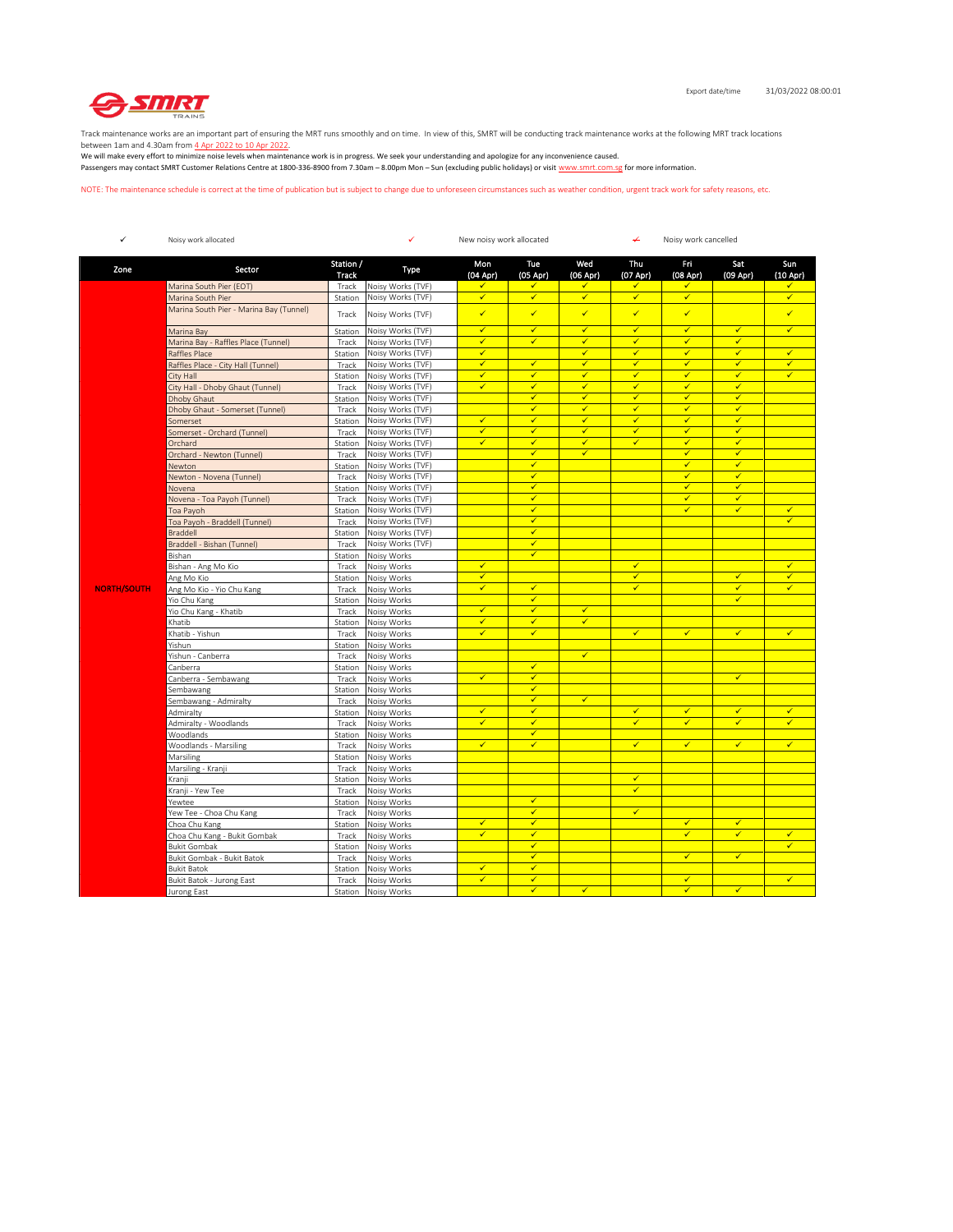Export date/time 31/03/2022 08:00:01

Track maintenance works are an important part of ensuring the MRT runs smoothly and on time. In view of this, SMRT will be conducting track maintenance works at the following MRT track locations between 1am and 4.30am from 4 Apr 2022 to 10 Apr 2022.
We will make every effort to minimize noise levels when maintenance work is in progress. We seek your understanding and apologize for any inconvenience caused.
Passengers may contact SMRT Customer Relations Centre at 1800-336-8900 from 7.30am – 8.00pm Mon – Sun (excluding public holidays) or visit www.smrt.com.sg for more information.

NOTE: The maintenance schedule is correct at the time of publication but is subject to change due to unforeseen circumstances such as weather condition, urgent track work for safety reasons, etc.

✓ Noisy work allocated ✓ New noisy work allocated ✓̶ Noisy work cancelled

| Zone | Sector | Station / Track | Type | Mon (04 Apr) | Tue (05 Apr) | Wed (06 Apr) | Thu (07 Apr) | Fri (08 Apr) | Sat (09 Apr) | Sun (10 Apr) |
|---|---|---|---|---|---|---|---|---|---|---|
| NORTH/SOUTH | Marina South Pier (EOT) | Track | Noisy Works (TVF) | ✓ | ✓ | ✓ | ✓ | ✓ | | ✓ |
| | Marina South Pier | Station | Noisy Works (TVF) | ✓ | ✓ | ✓ | ✓ | ✓ | | ✓ |
| | Marina South Pier - Marina Bay (Tunnel) | Track | Noisy Works (TVF) | ✓ | ✓ | ✓ | ✓ | ✓ | | ✓ |
| | Marina Bay | Station | Noisy Works (TVF) | ✓ | ✓ | ✓ | ✓ | ✓ | ✓ | ✓ |
| | Marina Bay - Raffles Place (Tunnel) | Track | Noisy Works (TVF) | ✓ | ✓ | ✓ | ✓ | ✓ | ✓ | |
| | Raffles Place | Station | Noisy Works (TVF) | ✓ | | ✓ | ✓ | ✓ | ✓ | ✓ |
| | Raffles Place - City Hall (Tunnel) | Track | Noisy Works (TVF) | ✓ | ✓ | ✓ | ✓ | ✓ | ✓ | ✓ |
| | City Hall | Station | Noisy Works (TVF) | ✓ | ✓ | ✓ | ✓ | ✓ | ✓ | ✓ |
| | City Hall - Dhoby Ghaut (Tunnel) | Track | Noisy Works (TVF) | ✓ | ✓ | ✓ | ✓ | ✓ | ✓ | |
| | Dhoby Ghaut | Station | Noisy Works (TVF) | | ✓ | ✓ | ✓ | ✓ | ✓ | |
| | Dhoby Ghaut - Somerset (Tunnel) | Track | Noisy Works (TVF) | | ✓ | ✓ | ✓ | ✓ | ✓ | |
| | Somerset | Station | Noisy Works (TVF) | ✓ | ✓ | ✓ | ✓ | ✓ | ✓ | |
| | Somerset - Orchard (Tunnel) | Track | Noisy Works (TVF) | ✓ | ✓ | ✓ | ✓ | ✓ | ✓ | |
| | Orchard | Station | Noisy Works (TVF) | ✓ | ✓ | ✓ | ✓ | ✓ | ✓ | |
| | Orchard - Newton (Tunnel) | Track | Noisy Works (TVF) | | ✓ | ✓ | | ✓ | ✓ | |
| | Newton | Station | Noisy Works (TVF) | | ✓ | | | ✓ | ✓ | |
| | Newton - Novena (Tunnel) | Track | Noisy Works (TVF) | | ✓ | | | ✓ | ✓ | |
| | Novena | Station | Noisy Works (TVF) | | ✓ | | | ✓ | ✓ | |
| | Novena - Toa Payoh (Tunnel) | Track | Noisy Works (TVF) | | ✓ | | | ✓ | ✓ | |
| | Toa Payoh | Station | Noisy Works (TVF) | | ✓ | | | ✓ | ✓ | ✓ |
| | Toa Payoh - Braddell (Tunnel) | Track | Noisy Works (TVF) | | ✓ | | | | | ✓ |
| | Braddell | Station | Noisy Works (TVF) | | ✓ | | | | | |
| | Braddell - Bishan (Tunnel) | Track | Noisy Works (TVF) | | ✓ | | | | | |
| | Bishan | Station | Noisy Works | | ✓ | | | | | |
| | Bishan - Ang Mo Kio | Track | Noisy Works | ✓ | | | ✓ | | | ✓ |
| | Ang Mo Kio | Station | Noisy Works | ✓ | | | ✓ | | ✓ | ✓ |
| | Ang Mo Kio - Yio Chu Kang | Track | Noisy Works | ✓ | ✓ | | ✓ | | ✓ | ✓ |
| | Yio Chu Kang | Station | Noisy Works | | ✓ | | | | ✓ | |
| | Yio Chu Kang - Khatib | Track | Noisy Works | ✓ | ✓ | ✓ | | | | |
| | Khatib | Station | Noisy Works | ✓ | ✓ | ✓ | | | | |
| | Khatib - Yishun | Track | Noisy Works | ✓ | ✓ | | ✓ | ✓ | ✓ | ✓ |
| | Yishun | Station | Noisy Works | | | | | | | |
| | Yishun - Canberra | Track | Noisy Works | | | ✓ | | | | |
| | Canberra | Station | Noisy Works | | ✓ | | | | | |
| | Canberra - Sembawang | Track | Noisy Works | ✓ | ✓ | | | | ✓ | |
| | Sembawang | Station | Noisy Works | | ✓ | | | | | |
| | Sembawang - Admiralty | Track | Noisy Works | | ✓ | ✓ | | | | |
| | Admiralty | Station | Noisy Works | ✓ | ✓ | | ✓ | ✓ | ✓ | ✓ |
| | Admiralty - Woodlands | Track | Noisy Works | ✓ | ✓ | | ✓ | ✓ | ✓ | ✓ |
| | Woodlands | Station | Noisy Works | | ✓ | | | | | |
| | Woodlands - Marsiling | Track | Noisy Works | ✓ | ✓ | | ✓ | ✓ | ✓ | ✓ |
| | Marsiling | Station | Noisy Works | | | | | | | |
| | Marsiling - Kranji | Track | Noisy Works | | | | | | | |
| | Kranji | Station | Noisy Works | | | | ✓ | | | |
| | Kranji - Yew Tee | Track | Noisy Works | | | | ✓ | | | |
| | Yewtee | Station | Noisy Works | | ✓ | | | | | |
| | Yew Tee - Choa Chu Kang | Track | Noisy Works | | ✓ | | ✓ | | | |
| | Choa Chu Kang | Station | Noisy Works | ✓ | ✓ | | | ✓ | ✓ | |
| | Choa Chu Kang - Bukit Gombak | Track | Noisy Works | ✓ | ✓ | | | ✓ | ✓ | ✓ |
| | Bukit Gombak | Station | Noisy Works | | ✓ | | | | | ✓ |
| | Bukit Gombak - Bukit Batok | Track | Noisy Works | | ✓ | | | ✓ | ✓ | |
| | Bukit Batok | Station | Noisy Works | ✓ | ✓ | | | | | |
| | Bukit Batok - Jurong East | Track | Noisy Works | ✓ | ✓ | | | ✓ | | ✓ |
| | Jurong East | Station | Noisy Works | | ✓ | ✓ | | ✓ | ✓ | |